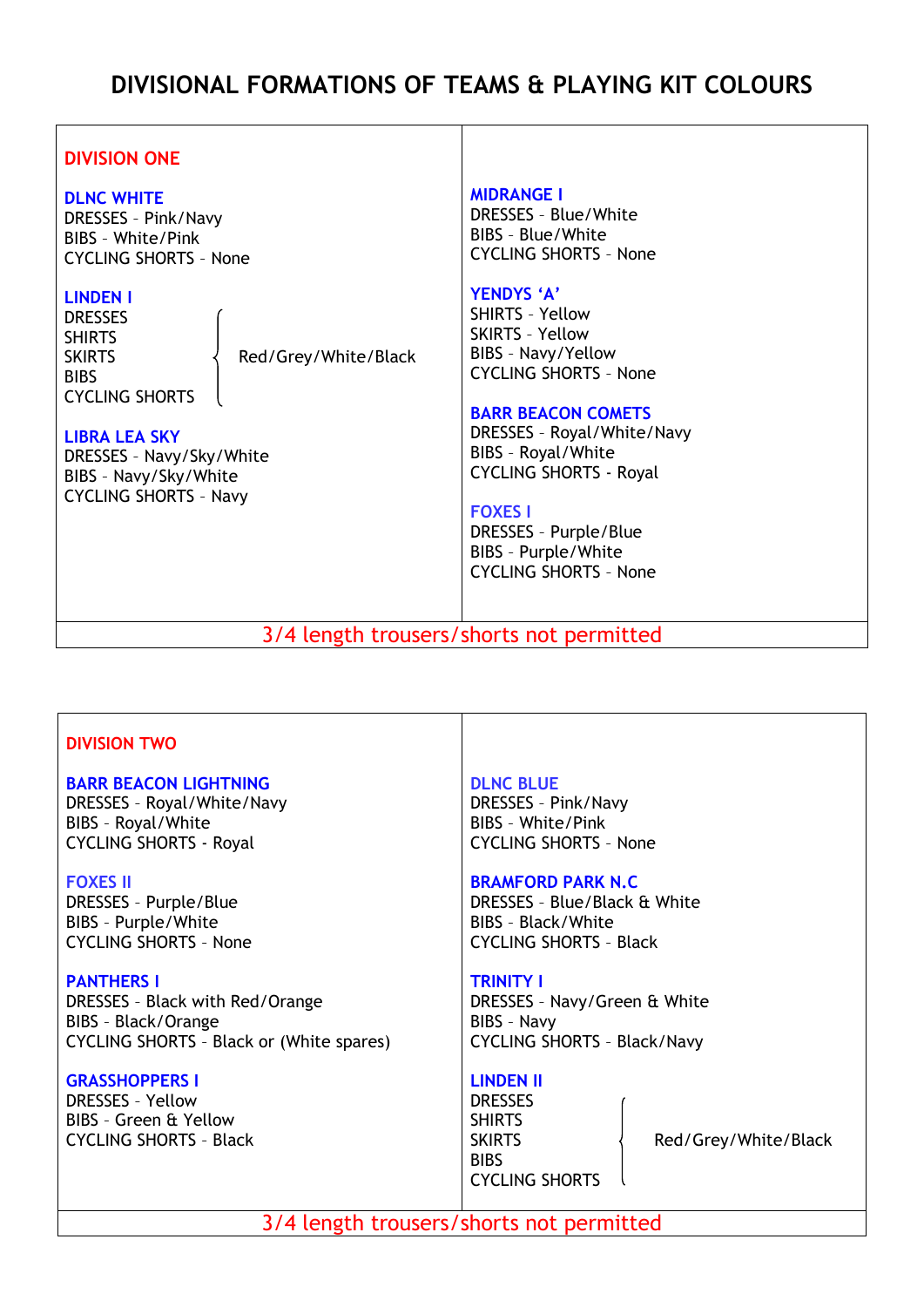# DIVISIONAL FORMATIONS OF TEAMS & PLAYING KIT COLOURS

## DIVISION ONE

**DLNC WHITE**
DRESSES - Pink/Navy
BIBS - White/Pink
CYCLING SHORTS - None

**LINDEN I**
DRESSES, SHIRTS, SKIRTS, BIBS, CYCLING SHORTS - Red/Grey/White/Black

**LIBRA LEA SKY**
DRESSES - Navy/Sky/White
BIBS - Navy/Sky/White
CYCLING SHORTS - Navy

**MIDRANGE I**
DRESSES - Blue/White
BIBS - Blue/White
CYCLING SHORTS - None

**YENDYS 'A'**
SHIRTS - Yellow
SKIRTS - Yellow
BIBS - Navy/Yellow
CYCLING SHORTS - None

**BARR BEACON COMETS**
DRESSES - Royal/White/Navy
BIBS - Royal/White
CYCLING SHORTS - Royal

**FOXES I**
DRESSES - Purple/Blue
BIBS - Purple/White
CYCLING SHORTS - None

3/4 length trousers/shorts not permitted

## DIVISION TWO

**BARR BEACON LIGHTNING**
DRESSES - Royal/White/Navy
BIBS - Royal/White
CYCLING SHORTS - Royal

**FOXES II**
DRESSES - Purple/Blue
BIBS - Purple/White
CYCLING SHORTS - None

**PANTHERS I**
DRESSES - Black with Red/Orange
BIBS - Black/Orange
CYCLING SHORTS - Black or (White spares)

**GRASSHOPPERS I**
DRESSES - Yellow
BIBS - Green & Yellow
CYCLING SHORTS - Black

**DLNC BLUE**
DRESSES - Pink/Navy
BIBS - White/Pink
CYCLING SHORTS - None

**BRAMFORD PARK N.C**
DRESSES - Blue/Black & White
BIBS - Black/White
CYCLING SHORTS - Black

**TRINITY I**
DRESSES - Navy/Green & White
BIBS - Navy
CYCLING SHORTS - Black/Navy

**LINDEN II**
DRESSES, SHIRTS, SKIRTS, BIBS, CYCLING SHORTS - Red/Grey/White/Black

3/4 length trousers/shorts not permitted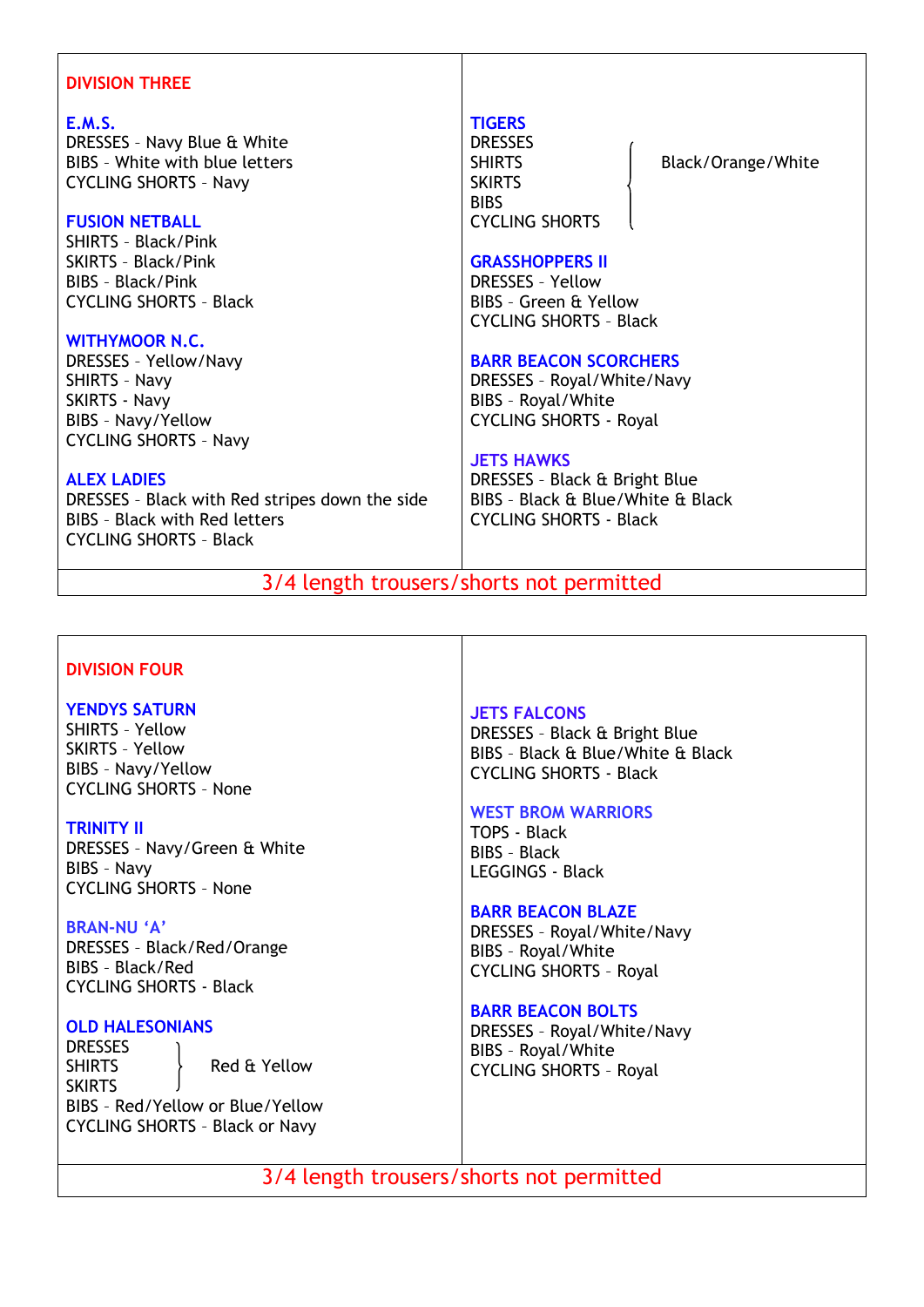## DIVISION THREE

### E.M.S.
DRESSES - Navy Blue & White
BIBS - White with blue letters
CYCLING SHORTS - Navy

### FUSION NETBALL
SHIRTS - Black/Pink
SKIRTS - Black/Pink
BIBS - Black/Pink
CYCLING SHORTS - Black

### WITHYMOOR N.C.
DRESSES - Yellow/Navy
SHIRTS - Navy
SKIRTS - Navy
BIBS - Navy/Yellow
CYCLING SHORTS - Navy

### ALEX LADIES
DRESSES - Black with Red stripes down the side
BIBS - Black with Red letters
CYCLING SHORTS - Black

### TIGERS
DRESSES, SHIRTS, SKIRTS, BIBS, CYCLING SHORTS - Black/Orange/White

### GRASSHOPPERS II
DRESSES - Yellow
BIBS - Green & Yellow
CYCLING SHORTS - Black

### BARR BEACON SCORCHERS
DRESSES - Royal/White/Navy
BIBS - Royal/White
CYCLING SHORTS - Royal

### JETS HAWKS
DRESSES - Black & Bright Blue
BIBS - Black & Blue/White & Black
CYCLING SHORTS - Black

3/4 length trousers/shorts not permitted

## DIVISION FOUR

### YENDYS SATURN
SHIRTS - Yellow
SKIRTS - Yellow
BIBS - Navy/Yellow
CYCLING SHORTS - None

### TRINITY II
DRESSES - Navy/Green & White
BIBS - Navy
CYCLING SHORTS - None

### BRAN-NU 'A'
DRESSES - Black/Red/Orange
BIBS - Black/Red
CYCLING SHORTS - Black

### OLD HALESONIANS
DRESSES, SHIRTS, SKIRTS - Red & Yellow
BIBS - Red/Yellow or Blue/Yellow
CYCLING SHORTS - Black or Navy

### JETS FALCONS
DRESSES - Black & Bright Blue
BIBS - Black & Blue/White & Black
CYCLING SHORTS - Black

### WEST BROM WARRIORS
TOPS - Black
BIBS - Black
LEGGINGS - Black

### BARR BEACON BLAZE
DRESSES - Royal/White/Navy
BIBS - Royal/White
CYCLING SHORTS - Royal

### BARR BEACON BOLTS
DRESSES - Royal/White/Navy
BIBS - Royal/White
CYCLING SHORTS - Royal

3/4 length trousers/shorts not permitted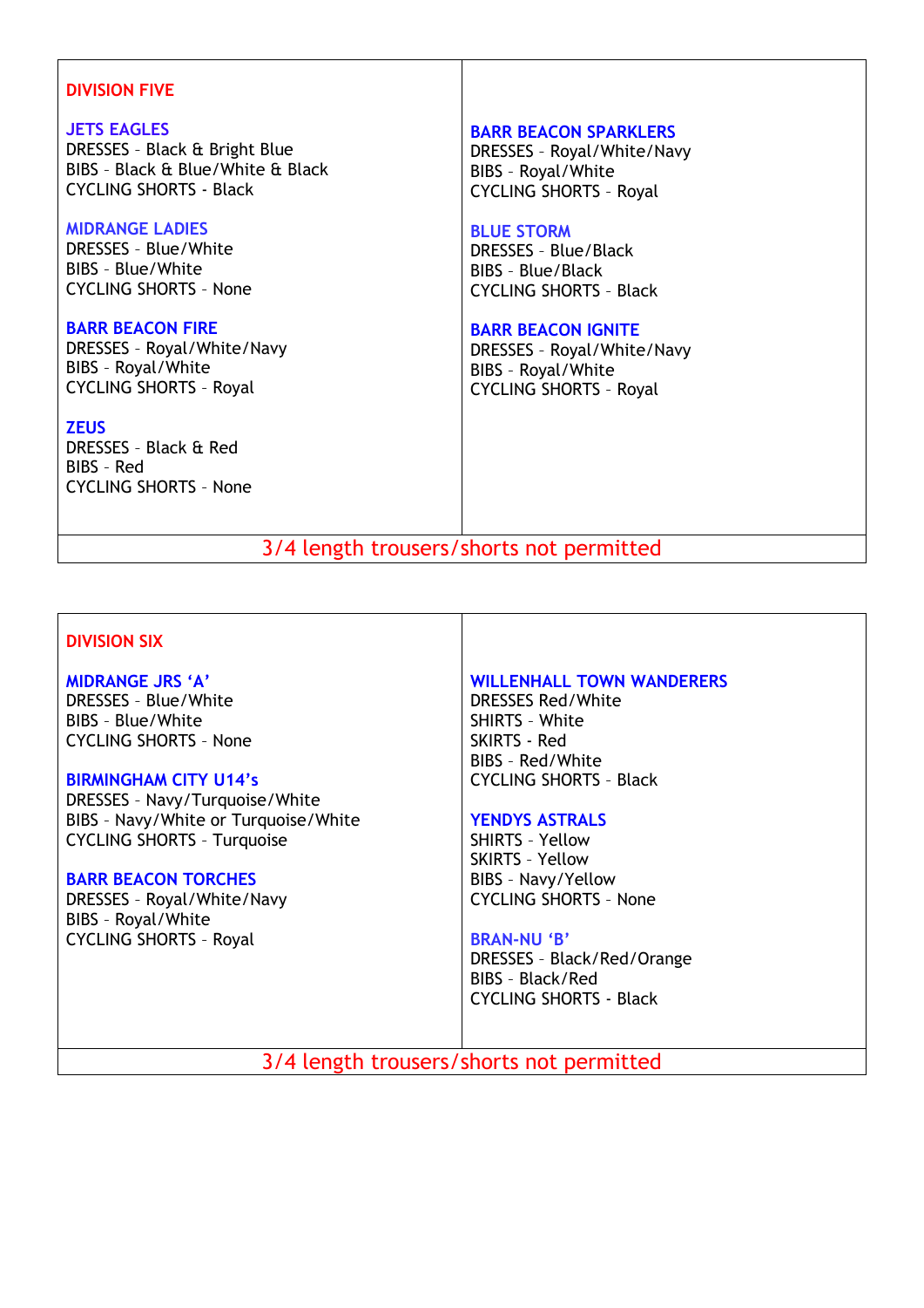## DIVISION FIVE

### JETS EAGLES
DRESSES - Black & Bright Blue
BIBS - Black & Blue/White & Black
CYCLING SHORTS - Black

### MIDRANGE LADIES
DRESSES - Blue/White
BIBS - Blue/White
CYCLING SHORTS - None

### BARR BEACON FIRE
DRESSES - Royal/White/Navy
BIBS - Royal/White
CYCLING SHORTS - Royal

### ZEUS
DRESSES - Black & Red
BIBS - Red
CYCLING SHORTS - None

### BARR BEACON SPARKLERS
DRESSES - Royal/White/Navy
BIBS - Royal/White
CYCLING SHORTS - Royal

### BLUE STORM
DRESSES - Blue/Black
BIBS - Blue/Black
CYCLING SHORTS - Black

### BARR BEACON IGNITE
DRESSES - Royal/White/Navy
BIBS - Royal/White
CYCLING SHORTS - Royal

3/4 length trousers/shorts not permitted

## DIVISION SIX

### MIDRANGE JRS 'A'
DRESSES - Blue/White
BIBS - Blue/White
CYCLING SHORTS - None

### BIRMINGHAM CITY U14's
DRESSES - Navy/Turquoise/White
BIBS - Navy/White or Turquoise/White
CYCLING SHORTS - Turquoise

### BARR BEACON TORCHES
DRESSES - Royal/White/Navy
BIBS - Royal/White
CYCLING SHORTS - Royal

### WILLENHALL TOWN WANDERERS
DRESSES Red/White
SHIRTS - White
SKIRTS - Red
BIBS - Red/White
CYCLING SHORTS - Black

### YENDYS ASTRALS
SHIRTS - Yellow
SKIRTS - Yellow
BIBS - Navy/Yellow
CYCLING SHORTS - None

### BRAN-NU 'B'
DRESSES - Black/Red/Orange
BIBS - Black/Red
CYCLING SHORTS - Black

3/4 length trousers/shorts not permitted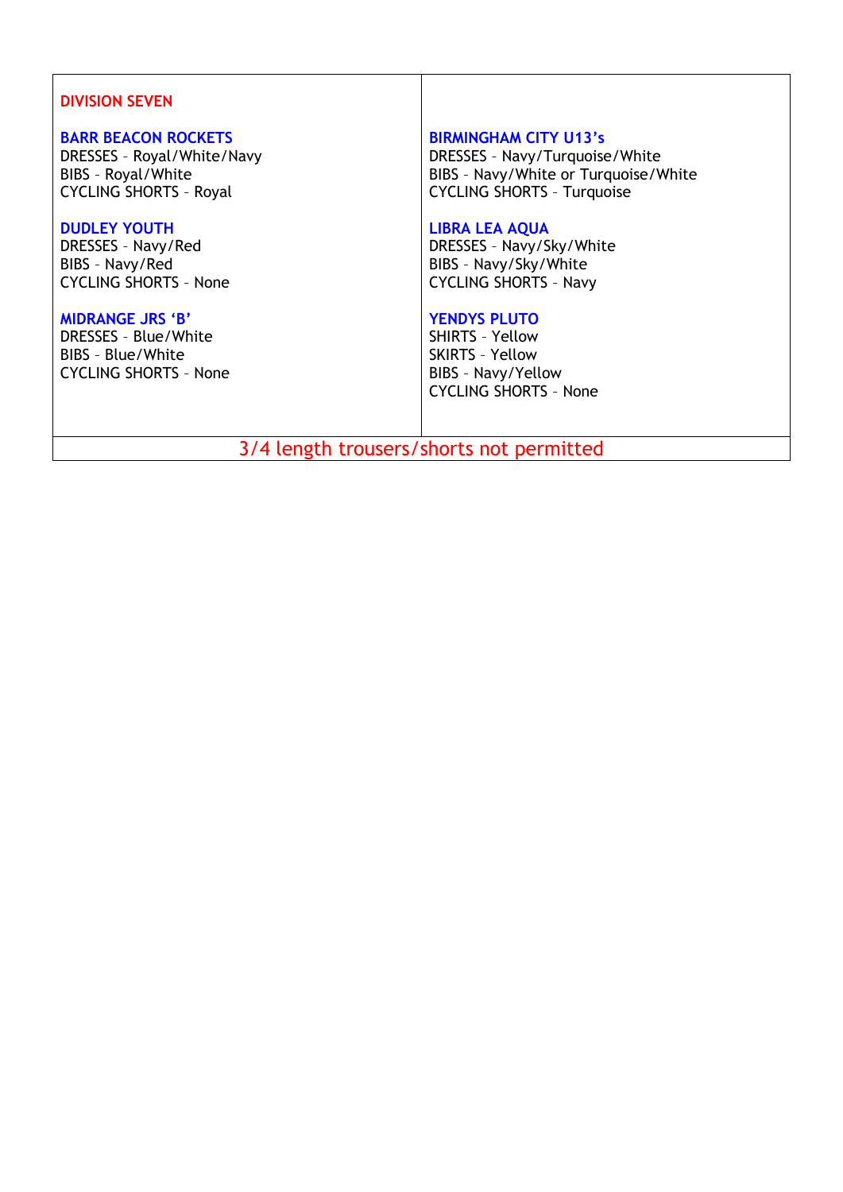## DIVISION SEVEN

### BARR BEACON ROCKETS
DRESSES – Royal/White/Navy
BIBS – Royal/White
CYCLING SHORTS – Royal

### BIRMINGHAM CITY U13's
DRESSES – Navy/Turquoise/White
BIBS – Navy/White or Turquoise/White
CYCLING SHORTS – Turquoise

### DUDLEY YOUTH
DRESSES – Navy/Red
BIBS – Navy/Red
CYCLING SHORTS – None

### LIBRA LEA AQUA
DRESSES – Navy/Sky/White
BIBS – Navy/Sky/White
CYCLING SHORTS – Navy

### MIDRANGE JRS 'B'
DRESSES – Blue/White
BIBS – Blue/White
CYCLING SHORTS – None

### YENDYS PLUTO
SHIRTS – Yellow
SKIRTS – Yellow
BIBS – Navy/Yellow
CYCLING SHORTS – None

3/4 length trousers/shorts not permitted